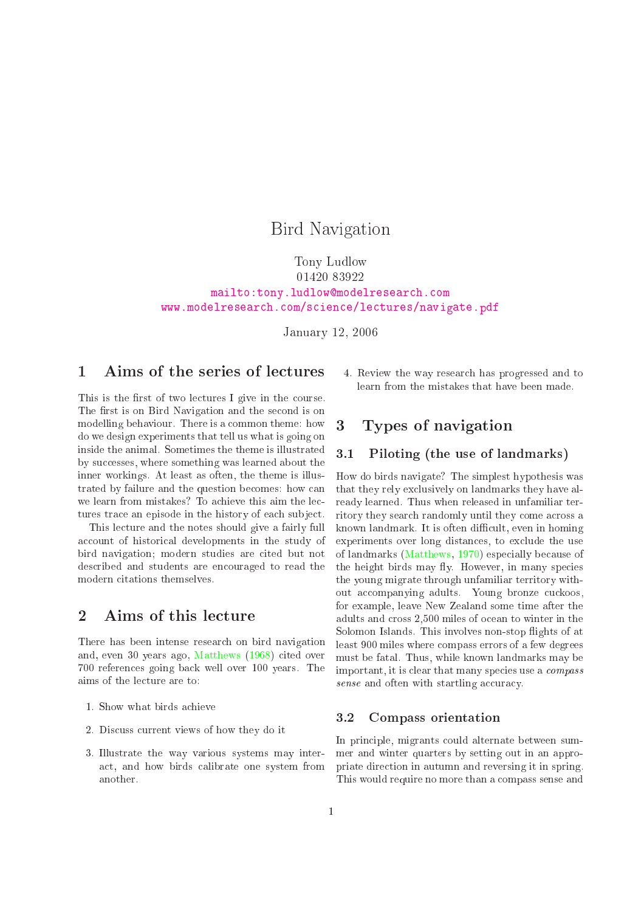# Bird Navigation

Tony Ludlow
01420 83922
mailto:tony.ludlow@modelresearch.com
www.modelresearch.com/science/lectures/navigate.pdf

January 12, 2006

## 1 Aims of the series of lectures

This is the first of two lectures I give in the course. The first is on Bird Navigation and the second is on modelling behaviour. There is a common theme: how do we design experiments that tell us what is going on inside the animal. Sometimes the theme is illustrated by successes, where something was learned about the inner workings. At least as often, the theme is illustrated by failure and the question becomes: how can we learn from mistakes? To achieve this aim the lectures trace an episode in the history of each subject.

This lecture and the notes should give a fairly full account of historical developments in the study of bird navigation; modern studies are cited but not described and students are encouraged to read the modern citations themselves.

## 2 Aims of this lecture

There has been intense research on bird navigation and, even 30 years ago, Matthews (1968) cited over 700 references going back well over 100 years. The aims of the lecture are to:

1. Show what birds achieve
2. Discuss current views of how they do it
3. Illustrate the way various systems may interact, and how birds calibrate one system from another.
4. Review the way research has progressed and to learn from the mistakes that have been made.

## 3 Types of navigation

### 3.1 Piloting (the use of landmarks)

How do birds navigate? The simplest hypothesis was that they rely exclusively on landmarks they have already learned. Thus when released in unfamiliar territory they search randomly until they come across a known landmark. It is often difficult, even in homing experiments over long distances, to exclude the use of landmarks (Matthews, 1970) especially because of the height birds may fly. However, in many species the young migrate through unfamiliar territory without accompanying adults. Young bronze cuckoos, for example, leave New Zealand some time after the adults and cross 2,500 miles of ocean to winter in the Solomon Islands. This involves non-stop flights of at least 900 miles where compass errors of a few degrees must be fatal. Thus, while known landmarks may be important, it is clear that many species use a *compass sense* and often with startling accuracy.

### 3.2 Compass orientation

In principle, migrants could alternate between summer and winter quarters by setting out in an appropriate direction in autumn and reversing it in spring. This would require no more than a compass sense and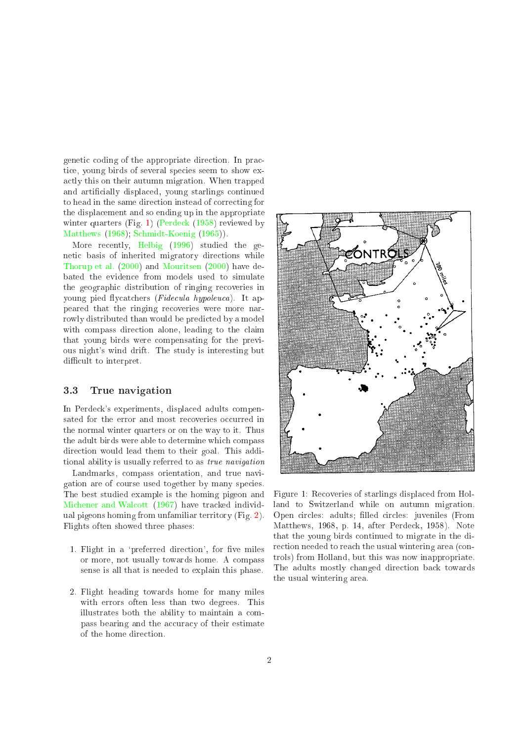genetic coding of the appropriate direction. In practice, young birds of several species seem to show exactly this on their autumn migration. When trapped and artificially displaced, young starlings continued to head in the same direction instead of correcting for the displacement and so ending up in the appropriate winter quarters (Fig. 1) (Perdeck (1958) reviewed by Matthews (1968); Schmidt-Koenig (1965)).

More recently, Helbig (1996) studied the genetic basis of inherited migratory directions while Thorup et al. (2000) and Mouritsen (2000) have debated the evidence from models used to simulate the geographic distribution of ringing recoveries in young pied flycatchers (*Fidecula hypoleuca*). It appeared that the ringing recoveries were more narrowly distributed than would be predicted by a model with compass direction alone, leading to the claim that young birds were compensating for the previous night's wind drift. The study is interesting but difficult to interpret.

Figure 1: Recoveries of starlings displaced from Holland to Switzerland while on autumn migration. Open circles: adults; filled circles: juveniles (From Matthews, 1968, p. 14, after Perdeck, 1958). Note that the young birds continued to migrate in the direction needed to reach the usual wintering area (controls) from Holland, but this was now inappropriate. The adults mostly changed direction back towards the usual wintering area.

### 3.3 True navigation

In Perdeck's experiments, displaced adults compensated for the error and most recoveries occurred in the normal winter quarters or on the way to it. Thus the adult birds were able to determine which compass direction would lead them to their goal. This additional ability is usually referred to as *true navigation*

Landmarks, compass orientation, and true navigation are of course used together by many species. The best studied example is the homing pigeon and Michener and Walcott (1967) have tracked individual pigeons homing from unfamiliar territory (Fig. 2). Flights often showed three phases:

1. Flight in a 'preferred direction', for five miles or more, not usually towards home. A compass sense is all that is needed to explain this phase.

2. Flight heading towards home for many miles with errors often less than two degrees. This illustrates both the ability to maintain a compass bearing and the accuracy of their estimate of the home direction.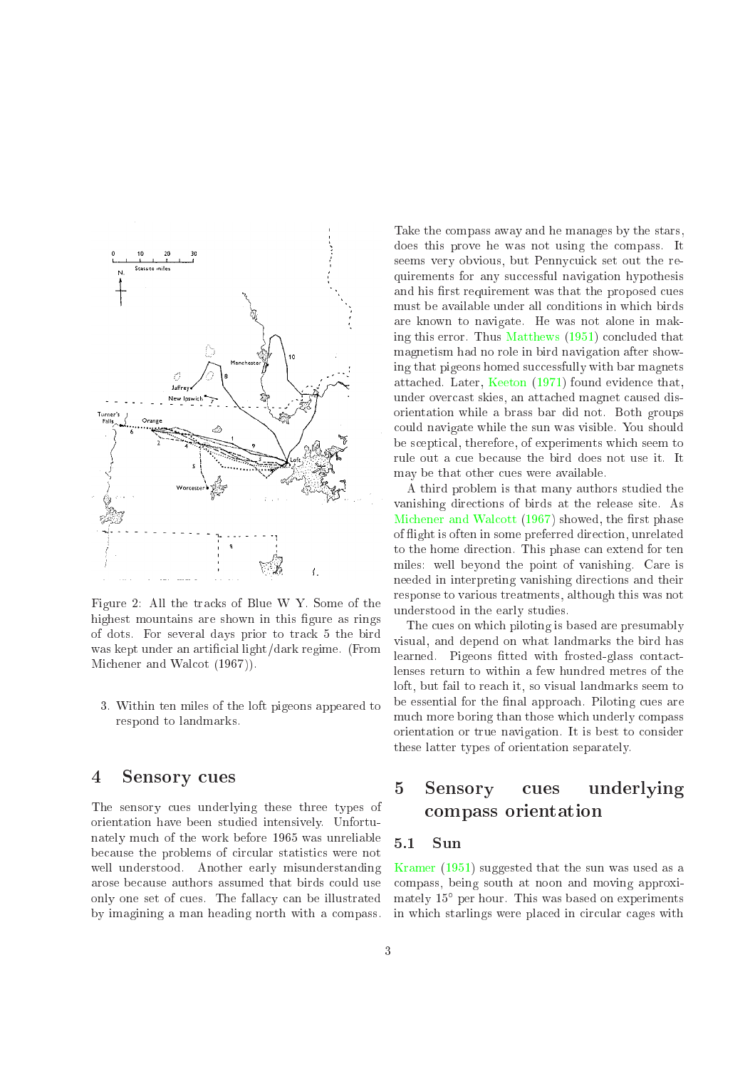Figure 2: All the tracks of Blue W Y. Some of the highest mountains are shown in this figure as rings of dots. For several days prior to track 5 the bird was kept under an artificial light/dark regime. (From Michener and Walcot (1967)).

3. Within ten miles of the loft pigeons appeared to respond to landmarks.

## 4 Sensory cues

The sensory cues underlying these three types of orientation have been studied intensively. Unfortunately much of the work before 1965 was unreliable because the problems of circular statistics were not well understood. Another early misunderstanding arose because authors assumed that birds could use only one set of cues. The fallacy can be illustrated by imagining a man heading north with a compass. Take the compass away and he manages by the stars, does this prove he was not using the compass. It seems very obvious, but Pennycuick set out the requirements for any successful navigation hypothesis and his first requirement was that the proposed cues must be available under all conditions in which birds are known to navigate. He was not alone in making this error. Thus Matthews (1951) concluded that magnetism had no role in bird navigation after showing that pigeons homed successfully with bar magnets attached. Later, Keeton (1971) found evidence that, under overcast skies, an attached magnet caused disorientation while a brass bar did not. Both groups could navigate while the sun was visible. You should be sceptical, therefore, of experiments which seem to rule out a cue because the bird does not use it. It may be that other cues were available.

A third problem is that many authors studied the vanishing directions of birds at the release site. As Michener and Walcott (1967) showed, the first phase of flight is often in some preferred direction, unrelated to the home direction. This phase can extend for ten miles: well beyond the point of vanishing. Care is needed in interpreting vanishing directions and their response to various treatments, although this was not understood in the early studies.

The cues on which piloting is based are presumably visual, and depend on what landmarks the bird has learned. Pigeons fitted with frosted-glass contact-lenses return to within a few hundred metres of the loft, but fail to reach it, so visual landmarks seem to be essential for the final approach. Piloting cues are much more boring than those which underly compass orientation or true navigation. It is best to consider these latter types of orientation separately.

## 5 Sensory cues underlying compass orientation

### 5.1 Sun

Kramer (1951) suggested that the sun was used as a compass, being south at noon and moving approximately 15° per hour. This was based on experiments in which starlings were placed in circular cages with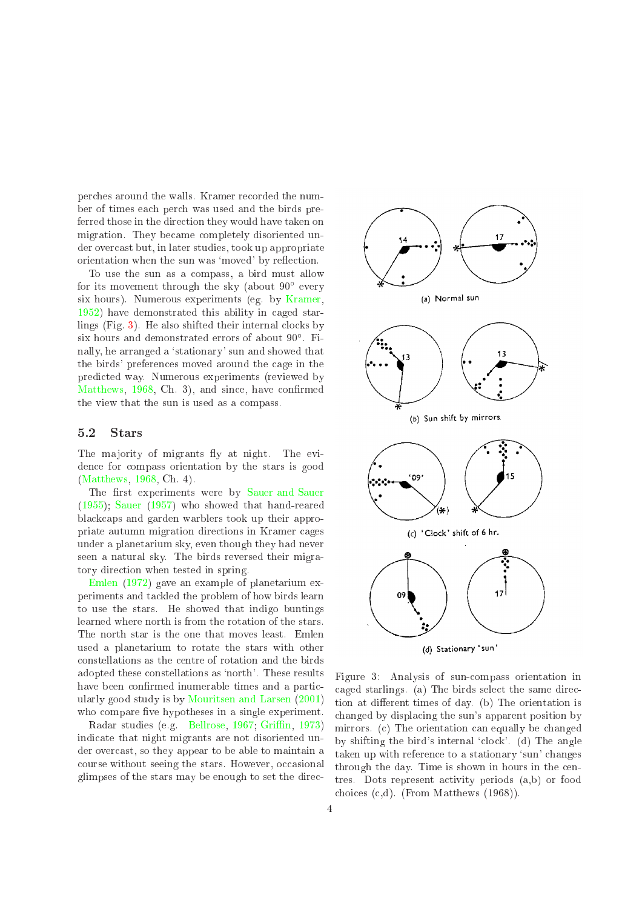perches around the walls. Kramer recorded the number of times each perch was used and the birds preferred those in the direction they would have taken on migration. They became completely disoriented under overcast but, in later studies, took up appropriate orientation when the sun was 'moved' by reflection.

To use the sun as a compass, a bird must allow for its movement through the sky (about 90° every six hours). Numerous experiments (eg. by Kramer, 1952) have demonstrated this ability in caged starlings (Fig. 3). He also shifted their internal clocks by six hours and demonstrated errors of about 90°. Finally, he arranged a 'stationary' sun and showed that the birds' preferences moved around the cage in the predicted way. Numerous experiments (reviewed by Matthews, 1968, Ch. 3), and since, have confirmed the view that the sun is used as a compass.

## 5.2 Stars

The majority of migrants fly at night. The evidence for compass orientation by the stars is good (Matthews, 1968, Ch. 4).

The first experiments were by Sauer and Sauer (1955); Sauer (1957) who showed that hand-reared blackcaps and garden warblers took up their appropriate autumn migration directions in Kramer cages under a planetarium sky, even though they had never seen a natural sky. The birds reversed their migratory direction when tested in spring.

Emlen (1972) gave an example of planetarium experiments and tackled the problem of how birds learn to use the stars. He showed that indigo buntings learned where north is from the rotation of the stars. The north star is the one that moves least. Emlen used a planetarium to rotate the stars with other constellations as the centre of rotation and the birds adopted these constellations as 'north'. These results have been confirmed innumerable times and a particularly good study is by Mouritsen and Larsen (2001) who compare five hypotheses in a single experiment.

Radar studies (e.g. Bellrose, 1967; Griffin, 1973) indicate that night migrants are not disoriented under overcast, so they appear to be able to maintain a course without seeing the stars. However, occasional glimpses of the stars may be enough to set the direc-

Figure 3: Analysis of sun-compass orientation in caged starlings. (a) The birds select the same direction at different times of day. (b) The orientation is changed by displacing the sun's apparent position by mirrors. (c) The orientation can equally be changed by shifting the bird's internal 'clock'. (d) The angle taken up with reference to a stationary 'sun' changes through the day. Time is shown in hours in the centres. Dots represent activity periods (a,b) or food choices (c,d). (From Matthews (1968)).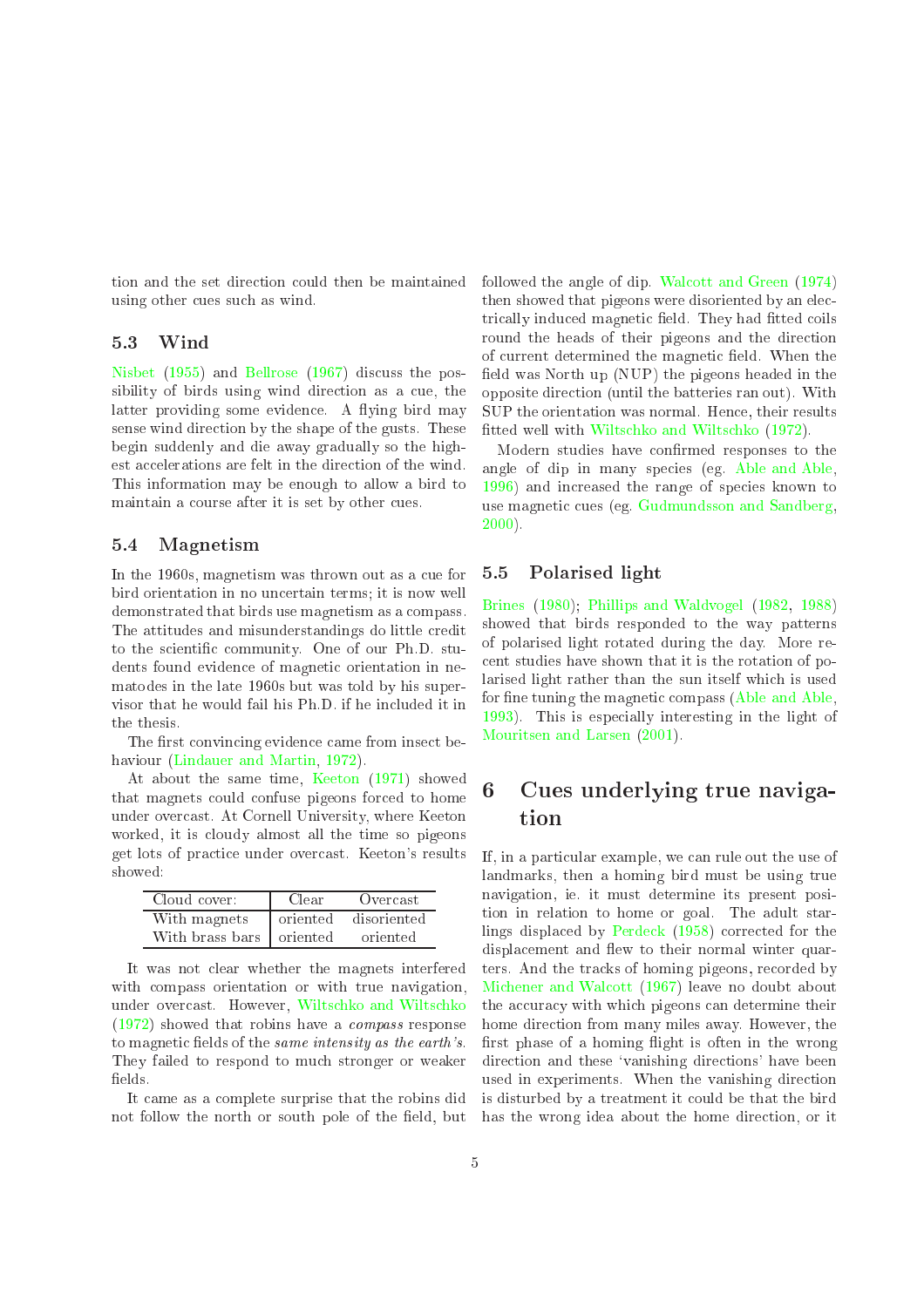tion and the set direction could then be maintained using other cues such as wind.

### 5.3 Wind

Nisbet (1955) and Bellrose (1967) discuss the possibility of birds using wind direction as a cue, the latter providing some evidence. A flying bird may sense wind direction by the shape of the gusts. These begin suddenly and die away gradually so the highest accelerations are felt in the direction of the wind. This information may be enough to allow a bird to maintain a course after it is set by other cues.

### 5.4 Magnetism

In the 1960s, magnetism was thrown out as a cue for bird orientation in no uncertain terms; it is now well demonstrated that birds use magnetism as a compass. The attitudes and misunderstandings do little credit to the scientific community. One of our Ph.D. students found evidence of magnetic orientation in nematodes in the late 1960s but was told by his supervisor that he would fail his Ph.D. if he included it in the thesis.

The first convincing evidence came from insect behaviour (Lindauer and Martin, 1972).

At about the same time, Keeton (1971) showed that magnets could confuse pigeons forced to home under overcast. At Cornell University, where Keeton worked, it is cloudy almost all the time so pigeons get lots of practice under overcast. Keeton's results showed:

| Cloud cover: | Clear | Overcast |
|---|---|---|
| With magnets | oriented | disoriented |
| With brass bars | oriented | oriented |

It was not clear whether the magnets interfered with compass orientation or with true navigation, under overcast. However, Wiltschko and Wiltschko (1972) showed that robins have a *compass* response to magnetic fields of the *same intensity as the earth's*. They failed to respond to much stronger or weaker fields.

It came as a complete surprise that the robins did not follow the north or south pole of the field, but followed the angle of dip. Walcott and Green (1974) then showed that pigeons were disoriented by an electrically induced magnetic field. They had fitted coils round the heads of their pigeons and the direction of current determined the magnetic field. When the field was North up (NUP) the pigeons headed in the opposite direction (until the batteries ran out). With SUP the orientation was normal. Hence, their results fitted well with Wiltschko and Wiltschko (1972).

Modern studies have confirmed responses to the angle of dip in many species (eg. Able and Able, 1996) and increased the range of species known to use magnetic cues (eg. Gudmundsson and Sandberg, 2000).

### 5.5 Polarised light

Brines (1980); Phillips and Waldvogel (1982, 1988) showed that birds responded to the way patterns of polarised light rotated during the day. More recent studies have shown that it is the rotation of polarised light rather than the sun itself which is used for fine tuning the magnetic compass (Able and Able, 1993). This is especially interesting in the light of Mouritsen and Larsen (2001).

## 6 Cues underlying true navigation

If, in a particular example, we can rule out the use of landmarks, then a homing bird must be using true navigation, ie. it must determine its present position in relation to home or goal. The adult starlings displaced by Perdeck (1958) corrected for the displacement and flew to their normal winter quarters. And the tracks of homing pigeons, recorded by Michener and Walcott (1967) leave no doubt about the accuracy with which pigeons can determine their home direction from many miles away. However, the first phase of a homing flight is often in the wrong direction and these 'vanishing directions' have been used in experiments. When the vanishing direction is disturbed by a treatment it could be that the bird has the wrong idea about the home direction, or it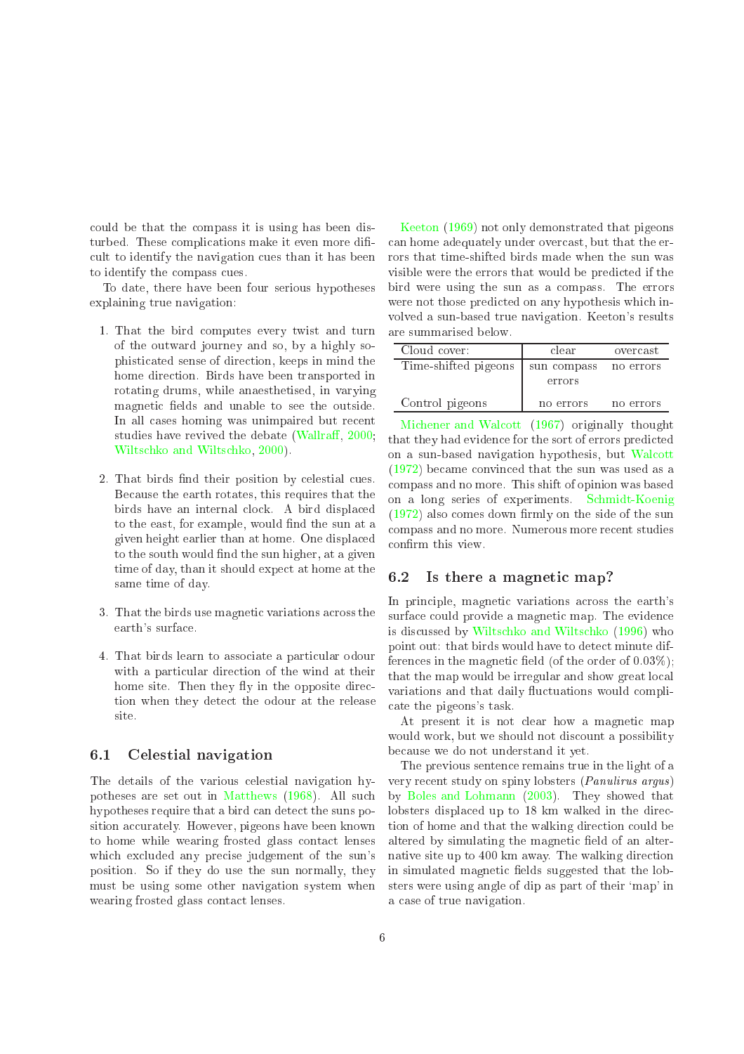could be that the compass it is using has been disturbed. These complications make it even more difficult to identify the navigation cues than it has been to identify the compass cues.

To date, there have been four serious hypotheses explaining true navigation:

1. That the bird computes every twist and turn of the outward journey and so, by a highly sophisticated sense of direction, keeps in mind the home direction. Birds have been transported in rotating drums, while anaesthetised, in varying magnetic fields and unable to see the outside. In all cases homing was unimpaired but recent studies have revived the debate (Wallraff, 2000; Wiltschko and Wiltschko, 2000).

2. That birds find their position by celestial cues. Because the earth rotates, this requires that the birds have an internal clock. A bird displaced to the east, for example, would find the sun at a given height earlier than at home. One displaced to the south would find the sun higher, at a given time of day, than it should expect at home at the same time of day.

3. That the birds use magnetic variations across the earth's surface.

4. That birds learn to associate a particular odour with a particular direction of the wind at their home site. Then they fly in the opposite direction when they detect the odour at the release site.

## 6.1 Celestial navigation

The details of the various celestial navigation hypotheses are set out in Matthews (1968). All such hypotheses require that a bird can detect the suns position accurately. However, pigeons have been known to home while wearing frosted glass contact lenses which excluded any precise judgement of the sun's position. So if they do use the sun normally, they must be using some other navigation system when wearing frosted glass contact lenses.

Keeton (1969) not only demonstrated that pigeons can home adequately under overcast, but that the errors that time-shifted birds made when the sun was visible were the errors that would be predicted if the bird were using the sun as a compass. The errors were not those predicted on any hypothesis which involved a sun-based true navigation. Keeton's results are summarised below.

| Cloud cover: | clear | overcast |
|---|---|---|
| Time-shifted pigeons | sun compass errors | no errors |
| Control pigeons | no errors | no errors |

Michener and Walcott (1967) originally thought that they had evidence for the sort of errors predicted on a sun-based navigation hypothesis, but Walcott (1972) became convinced that the sun was used as a compass and no more. This shift of opinion was based on a long series of experiments. Schmidt-Koenig (1972) also comes down firmly on the side of the sun compass and no more. Numerous more recent studies confirm this view.

## 6.2 Is there a magnetic map?

In principle, magnetic variations across the earth's surface could provide a magnetic map. The evidence is discussed by Wiltschko and Wiltschko (1996) who point out: that birds would have to detect minute differences in the magnetic field (of the order of 0.03%); that the map would be irregular and show great local variations and that daily fluctuations would complicate the pigeons's task.

At present it is not clear how a magnetic map would work, but we should not discount a possibility because we do not understand it yet.

The previous sentence remains true in the light of a very recent study on spiny lobsters (*Panulirus argus*) by Boles and Lohmann (2003). They showed that lobsters displaced up to 18 km walked in the direction of home and that the walking direction could be altered by simulating the magnetic field of an alternative site up to 400 km away. The walking direction in simulated magnetic fields suggested that the lobsters were using angle of dip as part of their 'map' in a case of true navigation.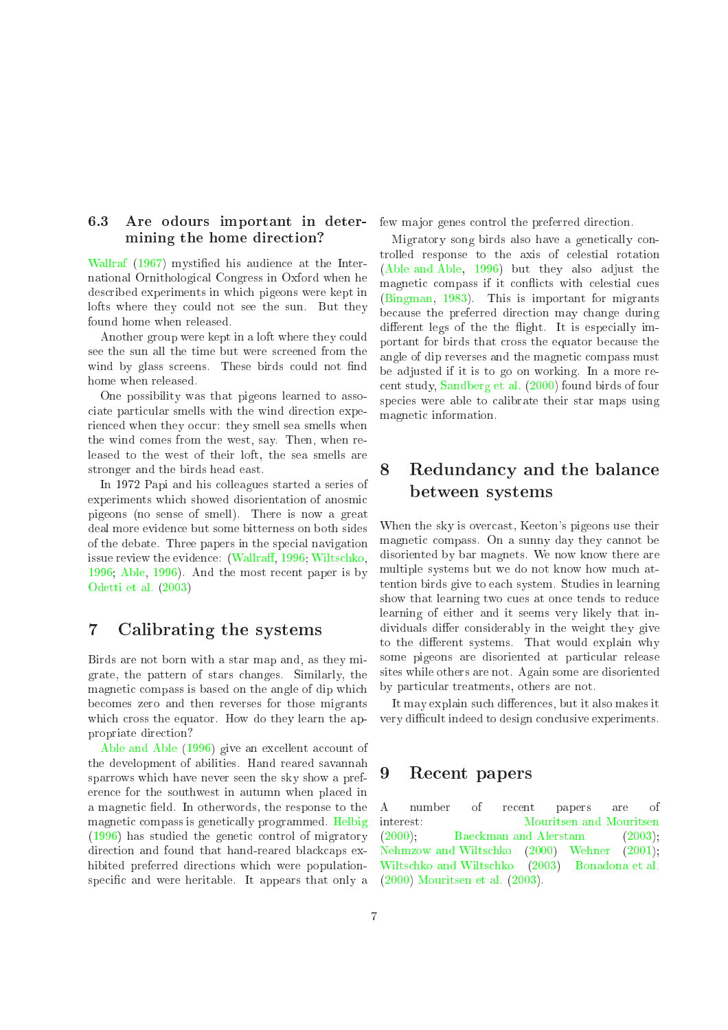### 6.3 Are odours important in determining the home direction?

Wallraf (1967) mystified his audience at the International Ornithological Congress in Oxford when he described experiments in which pigeons were kept in lofts where they could not see the sun. But they found home when released.

Another group were kept in a loft where they could see the sun all the time but were screened from the wind by glass screens. These birds could not find home when released.

One possibility was that pigeons learned to associate particular smells with the wind direction experienced when they occur: they smell sea smells when the wind comes from the west, say. Then, when released to the west of their loft, the sea smells are stronger and the birds head east.

In 1972 Papi and his colleagues started a series of experiments which showed disorientation of anosmic pigeons (no sense of smell). There is now a great deal more evidence but some bitterness on both sides of the debate. Three papers in the special navigation issue review the evidence: (Wallraff, 1996; Wiltschko, 1996; Able, 1996). And the most recent paper is by Odetti et al. (2003)

## 7 Calibrating the systems

Birds are not born with a star map and, as they migrate, the pattern of stars changes. Similarly, the magnetic compass is based on the angle of dip which becomes zero and then reverses for those migrants which cross the equator. How do they learn the appropriate direction?

Able and Able (1996) give an excellent account of the development of abilities. Hand reared savannah sparrows which have never seen the sky show a preference for the southwest in autumn when placed in a magnetic field. In otherwords, the response to the magnetic compass is genetically programmed. Helbig (1996) has studied the genetic control of migratory direction and found that hand-reared blackcaps exhibited preferred directions which were population-specific and were heritable. It appears that only a few major genes control the preferred direction.

Migratory song birds also have a genetically controlled response to the axis of celestial rotation (Able and Able, 1996) but they also adjust the magnetic compass if it conflicts with celestial cues (Bingman, 1983). This is important for migrants because the preferred direction may change during different legs of the the flight. It is especially important for birds that cross the equator because the angle of dip reverses and the magnetic compass must be adjusted if it is to go on working. In a more recent study, Sandberg et al. (2000) found birds of four species were able to calibrate their star maps using magnetic information.

## 8 Redundancy and the balance between systems

When the sky is overcast, Keeton's pigeons use their magnetic compass. On a sunny day they cannot be disoriented by bar magnets. We now know there are multiple systems but we do not know how much attention birds give to each system. Studies in learning show that learning two cues at once tends to reduce learning of either and it seems very likely that individuals differ considerably in the weight they give to the different systems. That would explain why some pigeons are disoriented at particular release sites while others are not. Again some are disoriented by particular treatments, others are not.

It may explain such differences, but it also makes it very difficult indeed to design conclusive experiments.

## 9 Recent papers

A number of recent papers are of interest: Mouritsen and Mouritsen (2000); Baeckman and Alerstam (2003); Nehmzow and Wiltschko (2000) Wehner (2001); Wiltschko and Wiltschko (2003) Bonadona et al. (2000) Mouritsen et al. (2003).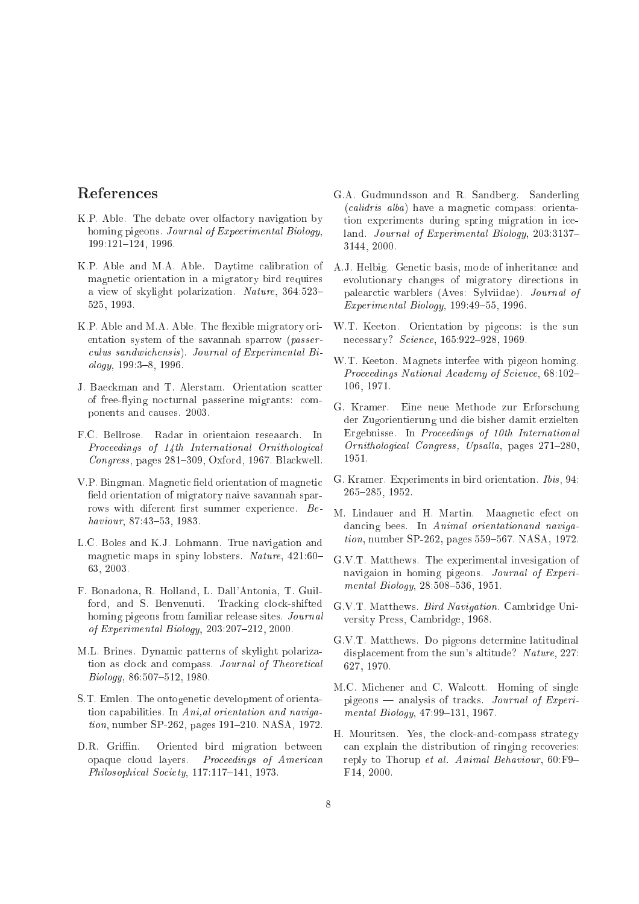## References

K.P. Able. The debate over olfactory navigation by homing pigeons. *Journal of Expeerimental Biology*, 199:121–124, 1996.

K.P. Able and M.A. Able. Daytime calibration of magnetic orientation in a migratory bird requires a view of skylight polarization. *Nature*, 364:523–525, 1993.

K.P. Able and M.A. Able. The flexible migratory orientation system of the savannah sparrow (*passerculus sandwichensis*). *Journal of Experimental Biology*, 199:3–8, 1996.

J. Baeckman and T. Alerstam. Orientation scatter of free-flying nocturnal passerine migrants: components and causes. 2003.

F.C. Bellrose. Radar in orientaion reseaarch. In *Proceedings of 14th International Ornithological Congress*, pages 281–309, Oxford, 1967. Blackwell.

V.P. Bingman. Magnetic field orientation of magnetic field orientation of migratory naive savannah sparrows with diferent first summer experience. *Behaviour*, 87:43–53, 1983.

L.C. Boles and K.J. Lohmann. True navigation and magnetic maps in spiny lobsters. *Nature*, 421:60–63, 2003.

F. Bonadona, R. Holland, L. Dall'Antonia, T. Guilford, and S. Benvenuti. Tracking clock-shifted homing pigeons from familiar release sites. *Journal of Experimental Biology*, 203:207–212, 2000.

M.L. Brines. Dynamic patterns of skylight polarization as clock and compass. *Journal of Theoretical Biology*, 86:507–512, 1980.

S.T. Emlen. The ontogenetic development of orientation capabilities. In *Ani,al orientation and navigation*, number SP-262, pages 191–210. NASA, 1972.

D.R. Griffin. Oriented bird migration between opaque cloud layers. *Proceedings of American Philosophical Society*, 117:117–141, 1973.

G.A. Gudmundsson and R. Sandberg. Sanderling (*calidris alba*) have a magnetic compass: orientation experiments during spring migration in iceland. *Journal of Experimental Biology*, 203:3137–3144, 2000.

A.J. Helbig. Genetic basis, mode of inheritance and evolutionary changes of migratory directions in palearctic warblers (Aves: Sylviidae). *Journal of Experimental Biology*, 199:49–55, 1996.

W.T. Keeton. Orientation by pigeons: is the sun necessary? *Science*, 165:922–928, 1969.

W.T. Keeton. Magnets interfee with pigeon homing. *Proceedings National Academy of Science*, 68:102–106, 1971.

G. Kramer. Eine neue Methode zur Erforschung der Zugorientierung und die bisher damit erzielten Ergebnisse. In *Proceedings of 10th International Ornithological Congress, Upsalla*, pages 271–280, 1951.

G. Kramer. Experiments in bird orientation. *Ibis*, 94: 265–285, 1952.

M. Lindauer and H. Martin. Maagnetic efect on dancing bees. In *Animal orientationand navigation*, number SP-262, pages 559–567. NASA, 1972.

G.V.T. Matthews. The experimental invesigation of navigaion in homing pigeons. *Journal of Experimental Biology*, 28:508–536, 1951.

G.V.T. Matthews. *Bird Navigation*. Cambridge University Press, Cambridge, 1968.

G.V.T. Matthews. Do pigeons determine latitudinal displacement from the sun's altitude? *Nature*, 227: 627, 1970.

M.C. Michener and C. Walcott. Homing of single pigeons — analysis of tracks. *Journal of Experimental Biology*, 47:99–131, 1967.

H. Mouritsen. Yes, the clock-and-compass strategy can explain the distribution of ringing recoveries: reply to Thorup *et al.* *Animal Behaviour*, 60:F9–F14, 2000.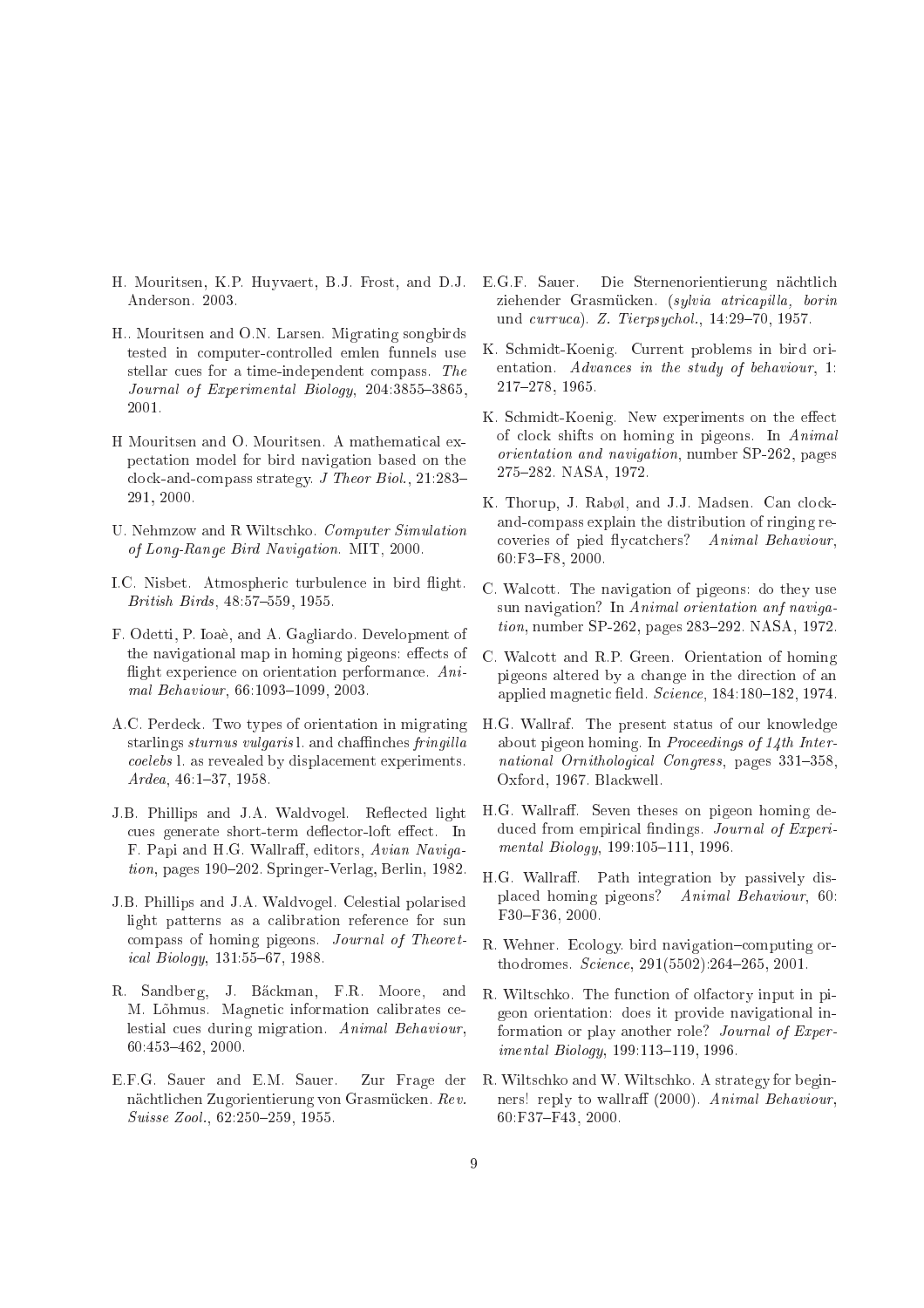H. Mouritsen, K.P. Huyvaert, B.J. Frost, and D.J. Anderson. 2003.

H.. Mouritsen and O.N. Larsen. Migrating songbirds tested in computer-controlled emlen funnels use stellar cues for a time-independent compass. *The Journal of Experimental Biology*, 204:3855–3865, 2001.

H Mouritsen and O. Mouritsen. A mathematical expectation model for bird navigation based on the clock-and-compass strategy. *J Theor Biol.*, 21:283–291, 2000.

U. Nehmzow and R Wiltschko. *Computer Simulation of Long-Range Bird Navigation*. MIT, 2000.

I.C. Nisbet. Atmospheric turbulence in bird flight. *British Birds*, 48:57–559, 1955.

F. Odetti, P. Ioaè, and A. Gagliardo. Development of the navigational map in homing pigeons: effects of flight experience on orientation performance. *Animal Behaviour*, 66:1093–1099, 2003.

A.C. Perdeck. Two types of orientation in migrating starlings *sturnus vulgaris* l. and chaffinches *fringilla coelebs* l. as revealed by displacement experiments. *Ardea*, 46:1–37, 1958.

J.B. Phillips and J.A. Waldvogel. Reflected light cues generate short-term deflector-loft effect. In F. Papi and H.G. Wallraff, editors, *Avian Navigation*, pages 190–202. Springer-Verlag, Berlin, 1982.

J.B. Phillips and J.A. Waldvogel. Celestial polarised light patterns as a calibration reference for sun compass of homing pigeons. *Journal of Theoretical Biology*, 131:55–67, 1988.

R. Sandberg, J. Bäckman, F.R. Moore, and M. Lõhmus. Magnetic information calibrates celestial cues during migration. *Animal Behaviour*, 60:453–462, 2000.

E.F.G. Sauer and E.M. Sauer. Zur Frage der nächtlichen Zugorientierung von Grasmücken. *Rev. Suisse Zool.*, 62:250–259, 1955.

E.G.F. Sauer. Die Sternenorientierung nächtlich ziehender Grasmücken. (*sylvia atricapilla, borin* und *curruca*). *Z. Tierpsychol.*, 14:29–70, 1957.

K. Schmidt-Koenig. Current problems in bird orientation. *Advances in the study of behaviour*, 1: 217–278, 1965.

K. Schmidt-Koenig. New experiments on the effect of clock shifts on homing in pigeons. In *Animal orientation and navigation*, number SP-262, pages 275–282. NASA, 1972.

K. Thorup, J. Rabøl, and J.J. Madsen. Can clock-and-compass explain the distribution of ringing recoveries of pied flycatchers? *Animal Behaviour*, 60:F3–F8, 2000.

C. Walcott. The navigation of pigeons: do they use sun navigation? In *Animal orientation anf navigation*, number SP-262, pages 283–292. NASA, 1972.

C. Walcott and R.P. Green. Orientation of homing pigeons altered by a change in the direction of an applied magnetic field. *Science*, 184:180–182, 1974.

H.G. Wallraf. The present status of our knowledge about pigeon homing. In *Proceedings of 14th International Ornithological Congress*, pages 331–358, Oxford, 1967. Blackwell.

H.G. Wallraff. Seven theses on pigeon homing deduced from empirical findings. *Journal of Experimental Biology*, 199:105–111, 1996.

H.G. Wallraff. Path integration by passively displaced homing pigeons? *Animal Behaviour*, 60: F30–F36, 2000.

R. Wehner. Ecology. bird navigation–computing orthodromes. *Science*, 291(5502):264–265, 2001.

R. Wiltschko. The function of olfactory input in pigeon orientation: does it provide navigational information or play another role? *Journal of Experimental Biology*, 199:113–119, 1996.

R. Wiltschko and W. Wiltschko. A strategy for beginners! reply to wallraff (2000). *Animal Behaviour*, 60:F37–F43, 2000.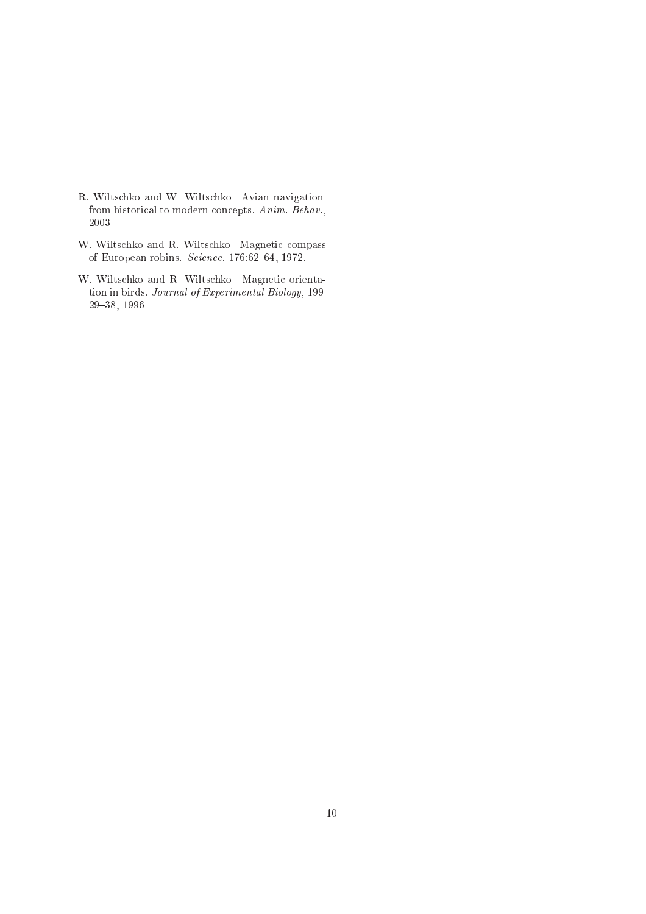R. Wiltschko and W. Wiltschko. Avian navigation: from historical to modern concepts. *Anim. Behav.*, 2003.

W. Wiltschko and R. Wiltschko. Magnetic compass of European robins. *Science*, 176:62–64, 1972.

W. Wiltschko and R. Wiltschko. Magnetic orientation in birds. *Journal of Experimental Biology*, 199: 29–38, 1996.